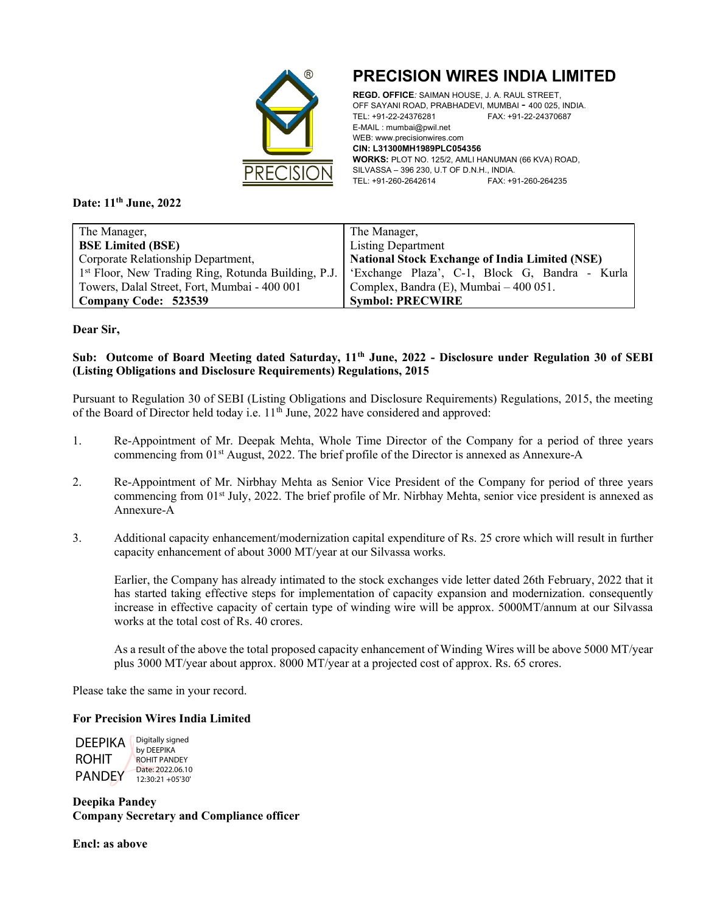# PRECISION WIRES INDIA LIMITED

**REGD. OFFICE**: SAIMAN HOUSE, J. A. RAUL STREET, OFF SAYANI ROAD, PRABHADEVI, MUMBAI - 400 025, INDIA.
TEL: +91-22-24376281 FAX: +91-22-24370687
E-MAIL : mumbai@pwil.net
WEB: www.precisionwires.com
**CIN: L31300MH1989PLC054356**
**WORKS:** PLOT NO. 125/2, AMLI HANUMAN (66 KVA) ROAD, SILVASSA – 396 230, U.T OF D.N.H., INDIA.
TEL: +91-260-2642614 FAX: +91-260-264235

**Date: 11th June, 2022**

| The Manager,<br>**BSE Limited (BSE)**<br>Corporate Relationship Department,<br>1st Floor, New Trading Ring, Rotunda Building, P.J. Towers, Dalal Street, Fort, Mumbai - 400 001<br>**Company Code: 523539** | The Manager,<br>Listing Department<br>**National Stock Exchange of India Limited (NSE)**<br>'Exchange Plaza', C-1, Block G, Bandra - Kurla Complex, Bandra (E), Mumbai – 400 051.<br>**Symbol: PRECWIRE** |
|---|---|

**Dear Sir,**

**Sub: Outcome of Board Meeting dated Saturday, 11th June, 2022 - Disclosure under Regulation 30 of SEBI (Listing Obligations and Disclosure Requirements) Regulations, 2015**

Pursuant to Regulation 30 of SEBI (Listing Obligations and Disclosure Requirements) Regulations, 2015, the meeting of the Board of Director held today i.e. 11th June, 2022 have considered and approved:

1. Re-Appointment of Mr. Deepak Mehta, Whole Time Director of the Company for a period of three years commencing from 01st August, 2022. The brief profile of the Director is annexed as Annexure-A

2. Re-Appointment of Mr. Nirbhay Mehta as Senior Vice President of the Company for period of three years commencing from 01st July, 2022. The brief profile of Mr. Nirbhay Mehta, senior vice president is annexed as Annexure-A

3. Additional capacity enhancement/modernization capital expenditure of Rs. 25 crore which will result in further capacity enhancement of about 3000 MT/year at our Silvassa works.

   Earlier, the Company has already intimated to the stock exchanges vide letter dated 26th February, 2022 that it has started taking effective steps for implementation of capacity expansion and modernization. consequently increase in effective capacity of certain type of winding wire will be approx. 5000MT/annum at our Silvassa works at the total cost of Rs. 40 crores.

   As a result of the above the total proposed capacity enhancement of Winding Wires will be above 5000 MT/year plus 3000 MT/year about approx. 8000 MT/year at a projected cost of approx. Rs. 65 crores.

Please take the same in your record.

**For Precision Wires India Limited**

DEEPIKA ROHIT PANDEY
Digitally signed by DEEPIKA ROHIT PANDEY
Date: 2022.06.10 12:30:21 +05'30'

**Deepika Pandey**
**Company Secretary and Compliance officer**

**Encl: as above**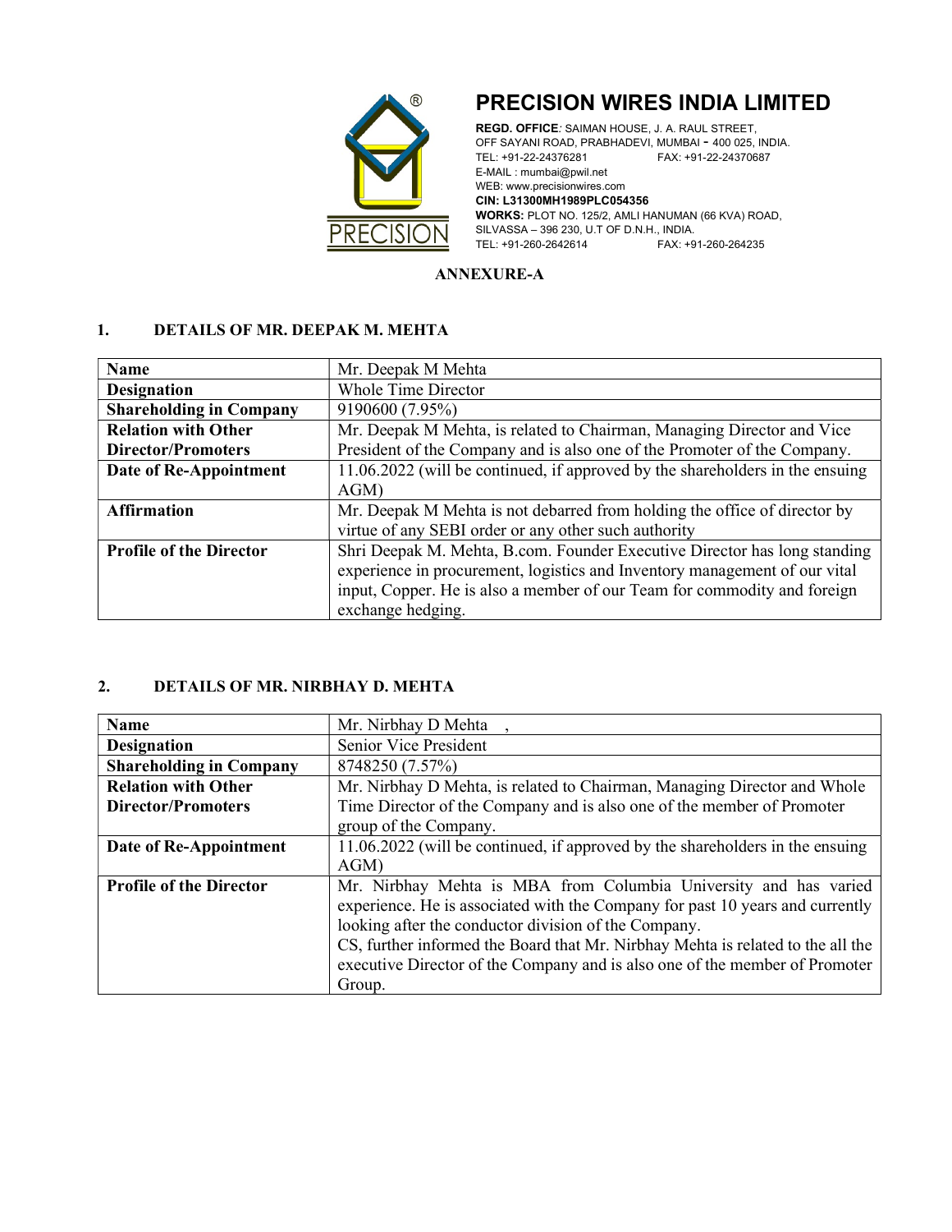# PRECISION WIRES INDIA LIMITED

**REGD. OFFICE**: SAIMAN HOUSE, J. A. RAUL STREET, OFF SAYANI ROAD, PRABHADEVI, MUMBAI - 400 025, INDIA.
TEL: +91-22-24376281 FAX: +91-22-24370687
E-MAIL : mumbai@pwil.net
WEB: www.precisionwires.com
**CIN: L31300MH1989PLC054356**
**WORKS:** PLOT NO. 125/2, AMLI HANUMAN (66 KVA) ROAD, SILVASSA – 396 230, U.T OF D.N.H., INDIA.
TEL: +91-260-2642614 FAX: +91-260-264235

**ANNEXURE-A**

## 1. DETAILS OF MR. DEEPAK M. MEHTA

| | |
|---|---|
| **Name** | Mr. Deepak M Mehta |
| **Designation** | Whole Time Director |
| **Shareholding in Company** | 9190600 (7.95%) |
| **Relation with Other Director/Promoters** | Mr. Deepak M Mehta, is related to Chairman, Managing Director and Vice President of the Company and is also one of the Promoter of the Company. |
| **Date of Re-Appointment** | 11.06.2022 (will be continued, if approved by the shareholders in the ensuing AGM) |
| **Affirmation** | Mr. Deepak M Mehta is not debarred from holding the office of director by virtue of any SEBI order or any other such authority |
| **Profile of the Director** | Shri Deepak M. Mehta, B.com. Founder Executive Director has long standing experience in procurement, logistics and Inventory management of our vital input, Copper. He is also a member of our Team for commodity and foreign exchange hedging. |

## 2. DETAILS OF MR. NIRBHAY D. MEHTA

| | |
|---|---|
| **Name** | Mr. Nirbhay D Mehta , |
| **Designation** | Senior Vice President |
| **Shareholding in Company** | 8748250 (7.57%) |
| **Relation with Other Director/Promoters** | Mr. Nirbhay D Mehta, is related to Chairman, Managing Director and Whole Time Director of the Company and is also one of the member of Promoter group of the Company. |
| **Date of Re-Appointment** | 11.06.2022 (will be continued, if approved by the shareholders in the ensuing AGM) |
| **Profile of the Director** | Mr. Nirbhay Mehta is MBA from Columbia University and has varied experience. He is associated with the Company for past 10 years and currently looking after the conductor division of the Company.<br>CS, further informed the Board that Mr. Nirbhay Mehta is related to the all the executive Director of the Company and is also one of the member of Promoter Group. |